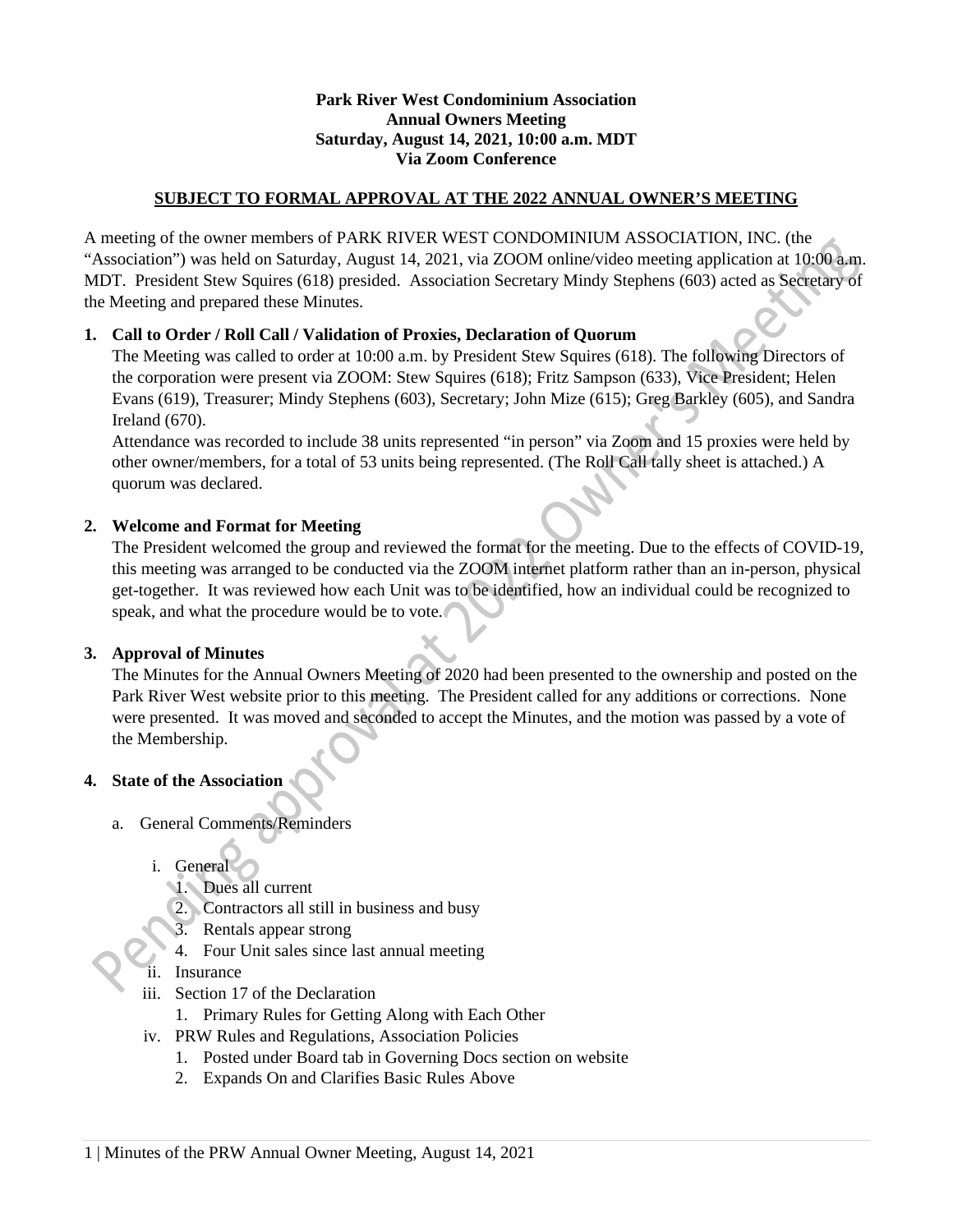**Park River West Condominium Association**
**Annual Owners Meeting**
**Saturday, August 14, 2021, 10:00 a.m. MDT**
**Via Zoom Conference**

**SUBJECT TO FORMAL APPROVAL AT THE 2022 ANNUAL OWNER'S MEETING**

A meeting of the owner members of PARK RIVER WEST CONDOMINIUM ASSOCIATION, INC. (the "Association") was held on Saturday, August 14, 2021, via ZOOM online/video meeting application at 10:00 a.m. MDT. President Stew Squires (618) presided. Association Secretary Mindy Stephens (603) acted as Secretary of the Meeting and prepared these Minutes.

## 1. Call to Order / Roll Call / Validation of Proxies, Declaration of Quorum

The Meeting was called to order at 10:00 a.m. by President Stew Squires (618). The following Directors of the corporation were present via ZOOM: Stew Squires (618); Fritz Sampson (633), Vice President; Helen Evans (619), Treasurer; Mindy Stephens (603), Secretary; John Mize (615); Greg Barkley (605), and Sandra Ireland (670).

Attendance was recorded to include 38 units represented "in person" via Zoom and 15 proxies were held by other owner/members, for a total of 53 units being represented. (The Roll Call tally sheet is attached.) A quorum was declared.

## 2. Welcome and Format for Meeting

The President welcomed the group and reviewed the format for the meeting. Due to the effects of COVID-19, this meeting was arranged to be conducted via the ZOOM internet platform rather than an in-person, physical get-together. It was reviewed how each Unit was to be identified, how an individual could be recognized to speak, and what the procedure would be to vote.

## 3. Approval of Minutes

The Minutes for the Annual Owners Meeting of 2020 had been presented to the ownership and posted on the Park River West website prior to this meeting. The President called for any additions or corrections. None were presented. It was moved and seconded to accept the Minutes, and the motion was passed by a vote of the Membership.

## 4. State of the Association

a. General Comments/Reminders

   i. General
      1. Dues all current
      2. Contractors all still in business and busy
      3. Rentals appear strong
      4. Four Unit sales since last annual meeting

   ii. Insurance

   iii. Section 17 of the Declaration
      1. Primary Rules for Getting Along with Each Other

   iv. PRW Rules and Regulations, Association Policies
      1. Posted under Board tab in Governing Docs section on website
      2. Expands On and Clarifies Basic Rules Above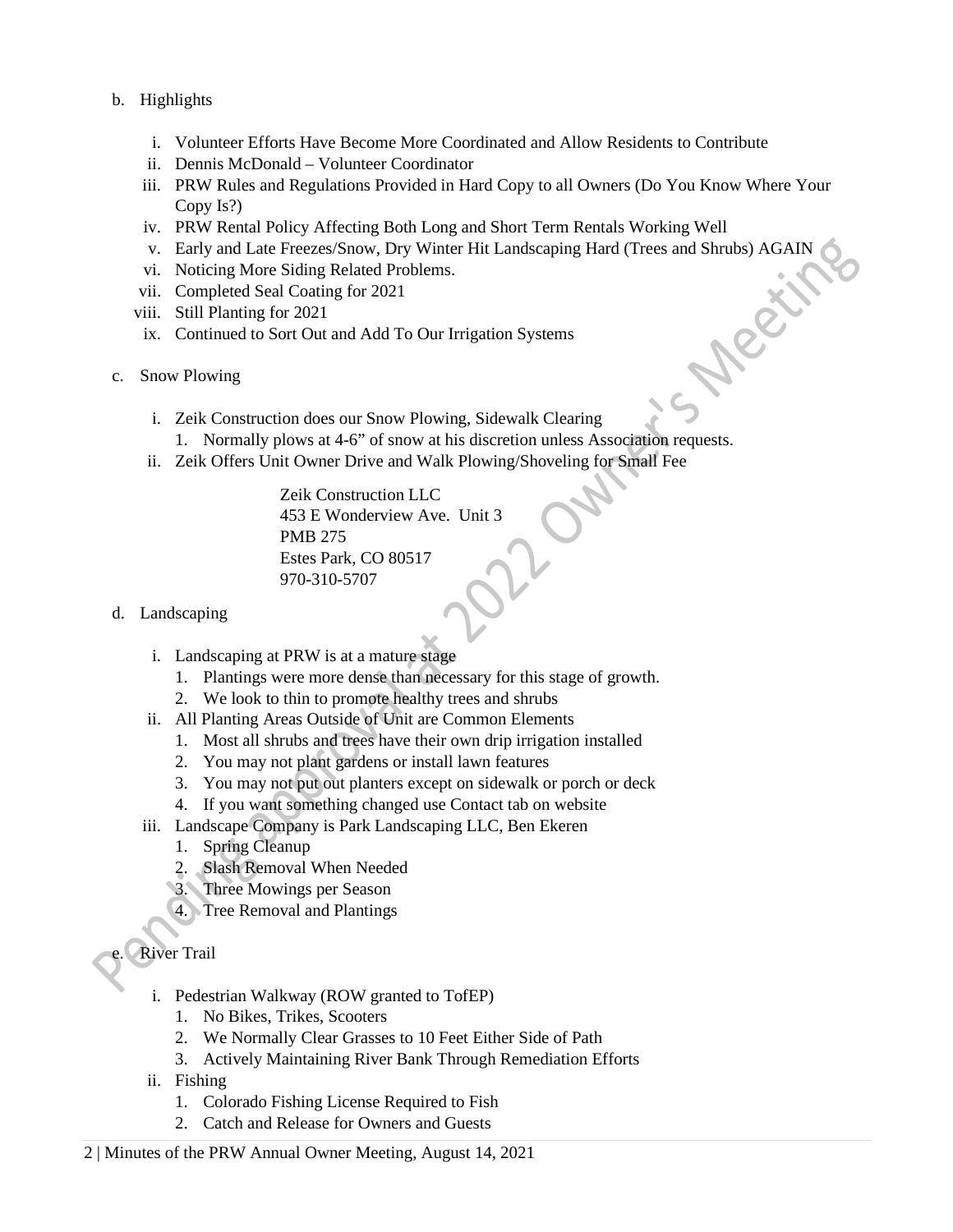b. Highlights

   i. Volunteer Efforts Have Become More Coordinated and Allow Residents to Contribute
   ii. Dennis McDonald – Volunteer Coordinator
   iii. PRW Rules and Regulations Provided in Hard Copy to all Owners (Do You Know Where Your Copy Is?)
   iv. PRW Rental Policy Affecting Both Long and Short Term Rentals Working Well
   v. Early and Late Freezes/Snow, Dry Winter Hit Landscaping Hard (Trees and Shrubs) AGAIN
   vi. Noticing More Siding Related Problems.
   vii. Completed Seal Coating for 2021
   viii. Still Planting for 2021
   ix. Continued to Sort Out and Add To Our Irrigation Systems

c. Snow Plowing

   i. Zeik Construction does our Snow Plowing, Sidewalk Clearing
      1. Normally plows at 4-6" of snow at his discretion unless Association requests.
   ii. Zeik Offers Unit Owner Drive and Walk Plowing/Shoveling for Small Fee

      Zeik Construction LLC
      453 E Wonderview Ave. Unit 3
      PMB 275
      Estes Park, CO 80517
      970-310-5707

d. Landscaping

   i. Landscaping at PRW is at a mature stage
      1. Plantings were more dense than necessary for this stage of growth.
      2. We look to thin to promote healthy trees and shrubs
   ii. All Planting Areas Outside of Unit are Common Elements
      1. Most all shrubs and trees have their own drip irrigation installed
      2. You may not plant gardens or install lawn features
      3. You may not put out planters except on sidewalk or porch or deck
      4. If you want something changed use Contact tab on website
   iii. Landscape Company is Park Landscaping LLC, Ben Ekeren
      1. Spring Cleanup
      2. Slash Removal When Needed
      3. Three Mowings per Season
      4. Tree Removal and Plantings

e. River Trail

   i. Pedestrian Walkway (ROW granted to TofEP)
      1. No Bikes, Trikes, Scooters
      2. We Normally Clear Grasses to 10 Feet Either Side of Path
      3. Actively Maintaining River Bank Through Remediation Efforts
   ii. Fishing
      1. Colorado Fishing License Required to Fish
      2. Catch and Release for Owners and Guests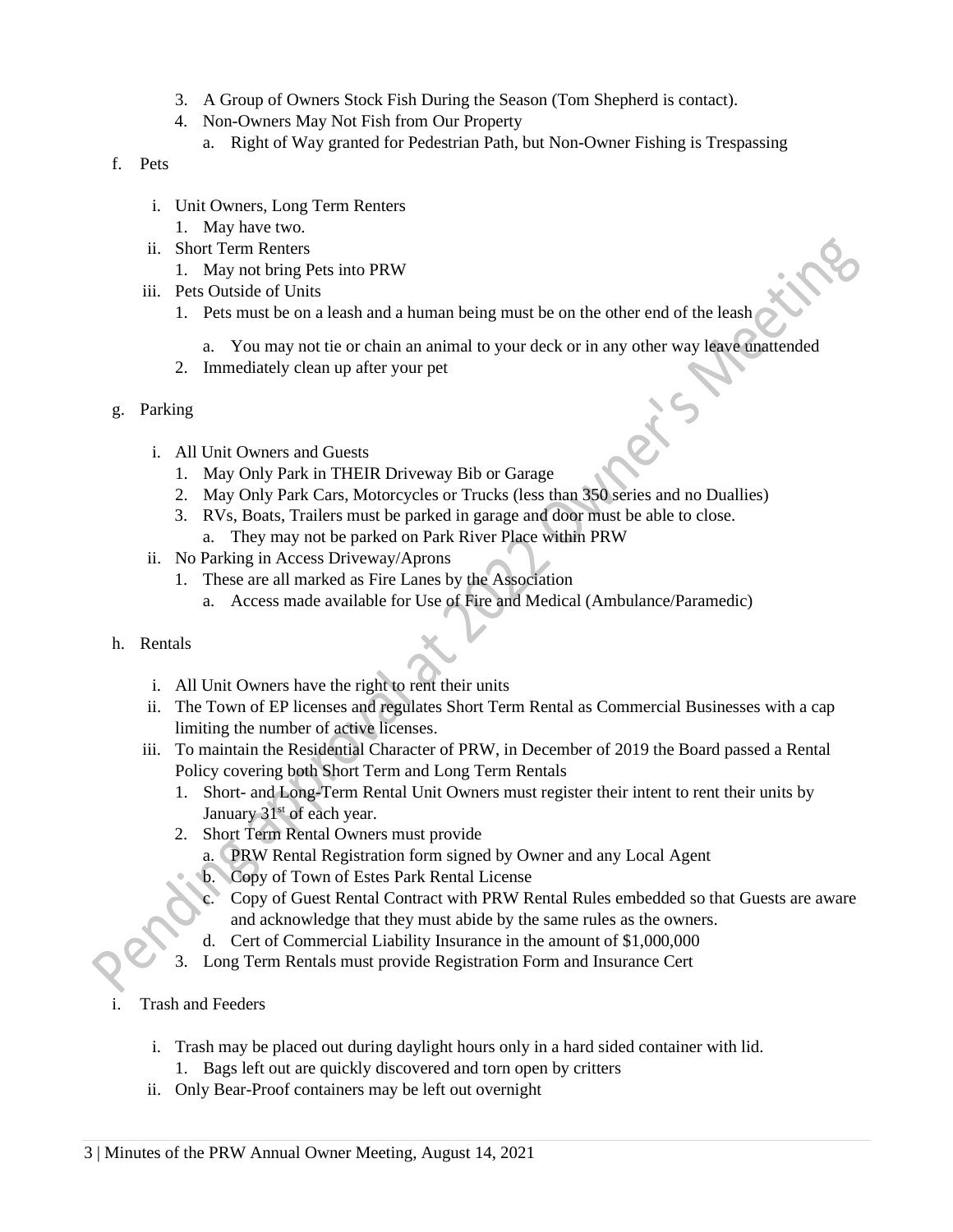3. A Group of Owners Stock Fish During the Season (Tom Shepherd is contact).
4. Non-Owners May Not Fish from Our Property
    a. Right of Way granted for Pedestrian Path, but Non-Owner Fishing is Trespassing

f. Pets

- i. Unit Owners, Long Term Renters
    1. May have two.
- ii. Short Term Renters
    1. May not bring Pets into PRW
- iii. Pets Outside of Units
    1. Pets must be on a leash and a human being must be on the other end of the leash
        a. You may not tie or chain an animal to your deck or in any other way leave unattended
    2. Immediately clean up after your pet

g. Parking

- i. All Unit Owners and Guests
    1. May Only Park in THEIR Driveway Bib or Garage
    2. May Only Park Cars, Motorcycles or Trucks (less than 350 series and no Duallies)
    3. RVs, Boats, Trailers must be parked in garage and door must be able to close.
        a. They may not be parked on Park River Place within PRW
- ii. No Parking in Access Driveway/Aprons
    1. These are all marked as Fire Lanes by the Association
        a. Access made available for Use of Fire and Medical (Ambulance/Paramedic)

h. Rentals

- i. All Unit Owners have the right to rent their units
- ii. The Town of EP licenses and regulates Short Term Rental as Commercial Businesses with a cap limiting the number of active licenses.
- iii. To maintain the Residential Character of PRW, in December of 2019 the Board passed a Rental Policy covering both Short Term and Long Term Rentals
    1. Short- and Long-Term Rental Unit Owners must register their intent to rent their units by January 31st of each year.
    2. Short Term Rental Owners must provide
        a. PRW Rental Registration form signed by Owner and any Local Agent
        b. Copy of Town of Estes Park Rental License
        c. Copy of Guest Rental Contract with PRW Rental Rules embedded so that Guests are aware and acknowledge that they must abide by the same rules as the owners.
        d. Cert of Commercial Liability Insurance in the amount of $1,000,000
    3. Long Term Rentals must provide Registration Form and Insurance Cert

i. Trash and Feeders

- i. Trash may be placed out during daylight hours only in a hard sided container with lid.
    1. Bags left out are quickly discovered and torn open by critters
- ii. Only Bear-Proof containers may be left out overnight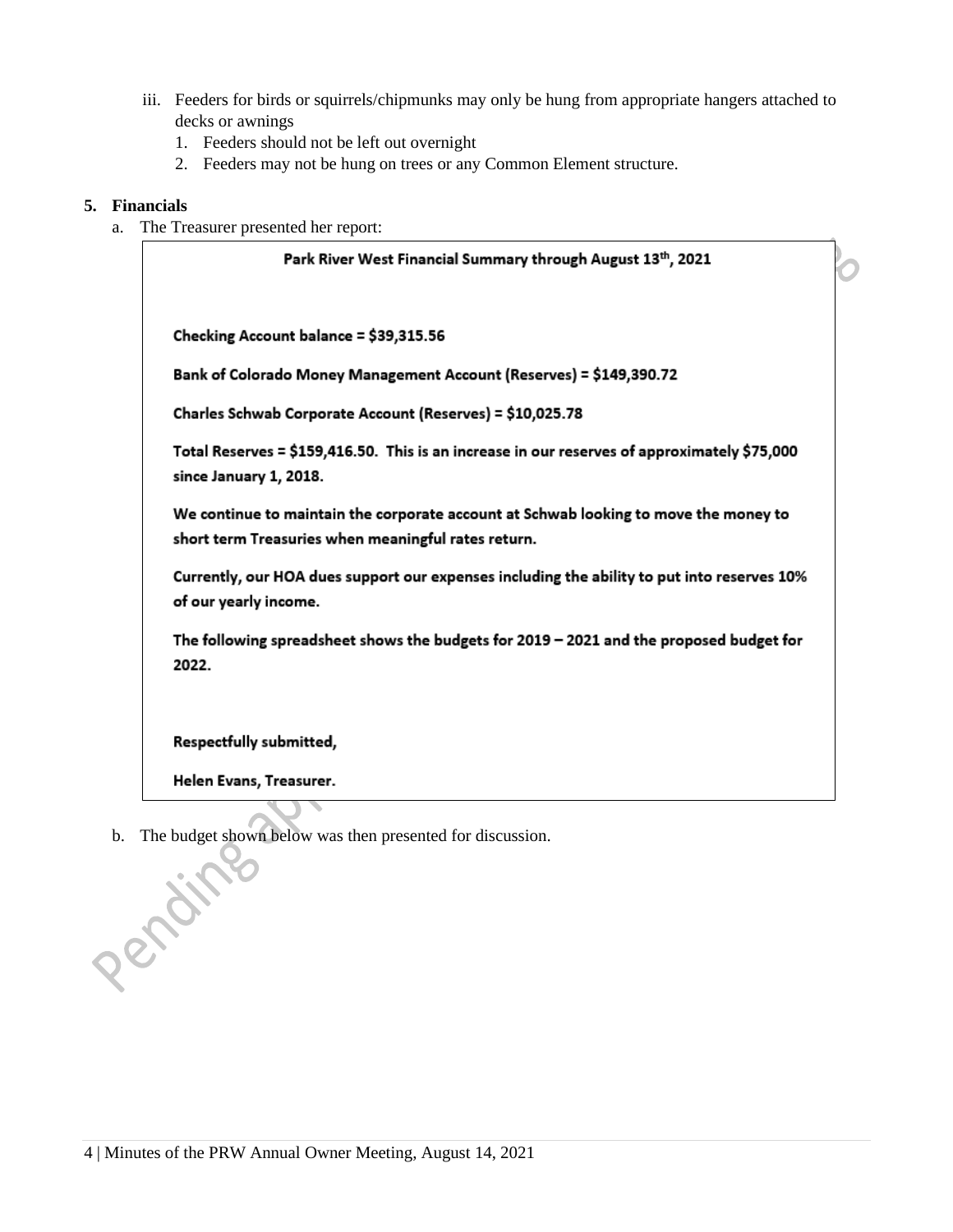iii. Feeders for birds or squirrels/chipmunks may only be hung from appropriate hangers attached to decks or awnings
   1. Feeders should not be left out overnight
   2. Feeders may not be hung on trees or any Common Element structure.

**5. Financials**

a. The Treasurer presented her report:

> **Park River West Financial Summary through August 13th, 2021**
>
> **Checking Account balance = $39,315.56**
>
> **Bank of Colorado Money Management Account (Reserves) = $149,390.72**
>
> **Charles Schwab Corporate Account (Reserves) = $10,025.78**
>
> **Total Reserves = $159,416.50. This is an increase in our reserves of approximately $75,000 since January 1, 2018.**
>
> **We continue to maintain the corporate account at Schwab looking to move the money to short term Treasuries when meaningful rates return.**
>
> **Currently, our HOA dues support our expenses including the ability to put into reserves 10% of our yearly income.**
>
> **The following spreadsheet shows the budgets for 2019 – 2021 and the proposed budget for 2022.**
>
> **Respectfully submitted,**
>
> **Helen Evans, Treasurer.**

b. The budget shown below was then presented for discussion.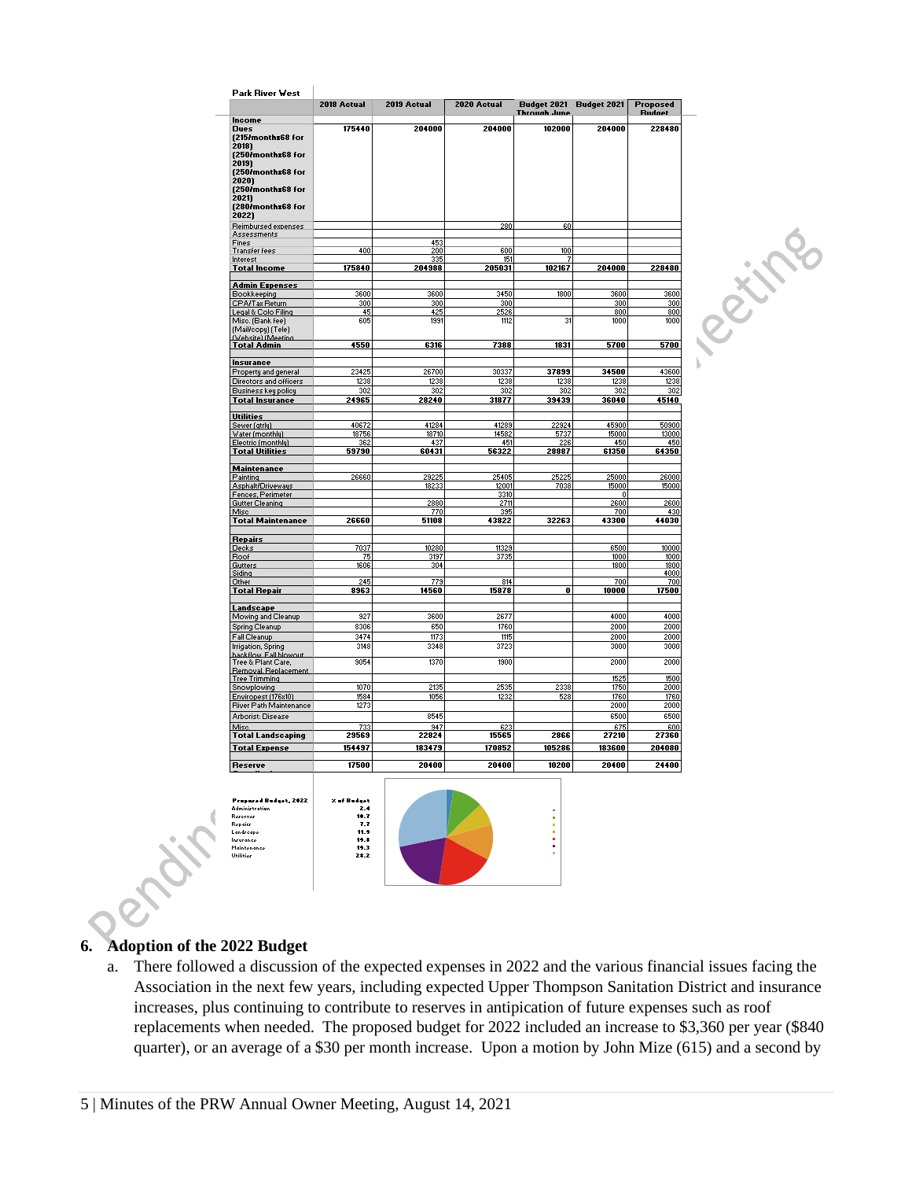**Park River West**

| | 2018 Actual | 2019 Actual | 2020 Actual | Budget 2021 Through June | Budget 2021 | Proposed Budget |
|---|---|---|---|---|---|---|
| **Income** | | | | | | |
| **Dues** (215/monthx68 for 2018) (250/monthx68 for 2019) (250/monthx68 for 2020) (250/monthx68 for 2021) (280/monthx68 for 2022) | 175440 | 204000 | 204000 | 102000 | 204000 | 228480 |
| Reimbursed expenses | | | 280 | 60 | | |
| Assessments | | | | | | |
| Fines | | 453 | | | | |
| Transfer fees | 400 | 200 | 600 | 100 | | |
| Interest | | 335 | 151 | 7 | | |
| **Total Income** | **175840** | **204988** | **205031** | **102167** | **204000** | **228480** |
| | | | | | | |
| **Admin Expenses** | | | | | | |
| Bookkeeping | 3600 | 3600 | 3450 | 1800 | 3600 | 3600 |
| CPA/Tax Return | 300 | 300 | 300 | | 300 | 300 |
| Legal & Colo Filing | 45 | 425 | 2526 | | 800 | 800 |
| Misc. (Bank fee) (Mail/copy) (Tele) (Website) (Meeting | 605 | 1991 | 1112 | 31 | 1000 | 1000 |
| **Total Admin** | **4550** | **6316** | **7388** | **1831** | **5700** | **5700** |
| | | | | | | |
| **Insurance** | | | | | | |
| Property and general | 23425 | 26700 | 30337 | 37899 | 34500 | 43600 |
| Directors and officers | 1238 | 1238 | 1238 | 1238 | 1238 | 1238 |
| Business key policy | 302 | 302 | 302 | 302 | 302 | 302 |
| **Total Insurance** | **24965** | **28240** | **31877** | **39439** | **36040** | **45140** |
| | | | | | | |
| **Utilities** | | | | | | |
| Sewer (qtrly) | 40672 | 41284 | 41289 | 22924 | 45900 | 50900 |
| Water (monthly) | 18756 | 18710 | 14582 | 5737 | 15000 | 13000 |
| Electric (monthly) | 362 | 437 | 451 | 226 | 450 | 450 |
| **Total Utilities** | **59790** | **60431** | **56322** | **28887** | **61350** | **64350** |
| | | | | | | |
| **Maintenance** | | | | | | |
| Painting | 26660 | 29225 | 25405 | 25225 | 25000 | 26000 |
| Asphalt/Driveways | | 18233 | 12001 | 7038 | 15000 | 15000 |
| Fences, Perimeter | | | 3310 | | 0 | |
| Gutter Cleaning | | 2880 | 2711 | | 2600 | 2600 |
| Misc | | 770 | 395 | | 700 | 430 |
| **Total Maintenance** | **26660** | **51108** | **43822** | **32263** | **43300** | **44030** |
| | | | | | | |
| **Repairs** | | | | | | |
| Decks | 7037 | 10280 | 11329 | | 6500 | 10000 |
| Roof | 75 | 3197 | 3735 | | 1000 | 1000 |
| Gutters | 1606 | 304 | | | 1800 | 1800 |
| Siding | | | | | | 4000 |
| Other | 245 | 779 | 814 | | 700 | 700 |
| **Total Repair** | **8963** | **14560** | **15878** | **0** | **10000** | **17500** |
| | | | | | | |
| **Landscape** | | | | | | |
| Mowing and Cleanup | 927 | 3600 | 2677 | | 4000 | 4000 |
| Spring Cleanup | 8306 | 650 | 1760 | | 2000 | 2000 |
| Fall Cleanup | 3474 | 1173 | 1115 | | 2000 | 2000 |
| Irrigation, Spring backflow, Fall blowout | 3148 | 3348 | 3723 | | 3000 | 3000 |
| Tree & Plant Care, Removal, Replacement | 9054 | 1370 | 1900 | | 2000 | 2000 |
| Tree Trimming | | | | | 1525 | 1500 |
| Snowplowing | 1070 | 2135 | 2535 | 2338 | 1750 | 2000 |
| Enviropest (176x10) | 1584 | 1056 | 1232 | 528 | 1760 | 1760 |
| River Path Maintenance | 1273 | | | | 2000 | 2000 |
| Arborist: Disease | | 8545 | | | 6500 | 6500 |
| Misc | 733 | 947 | 623 | | 675 | 600 |
| **Total Landscaping** | **29569** | **22824** | **15565** | **2866** | **27210** | **27360** |
| **Total Expense** | **154497** | **183479** | **170852** | **105286** | **183600** | **204080** |
| | | | | | | |
| **Reserve** | **17500** | **20400** | **20400** | **10200** | **20400** | **24400** |

| Proposed Budget, 2022 | % of Budget |
|---|---|
| Administration | 2.4 |
| Reserves | 10.7 |
| Repairs | 7.7 |
| Landscape | 11.9 |
| Insurance | 19.8 |
| Maintenance | 19.3 |
| Utilities | 28.2 |

## 6. Adoption of the 2022 Budget

a. There followed a discussion of the expected expenses in 2022 and the various financial issues facing the Association in the next few years, including expected Upper Thompson Sanitation District and insurance increases, plus continuing to contribute to reserves in antipication of future expenses such as roof replacements when needed. The proposed budget for 2022 included an increase to $3,360 per year ($840 quarter), or an average of a $30 per month increase. Upon a motion by John Mize (615) and a second by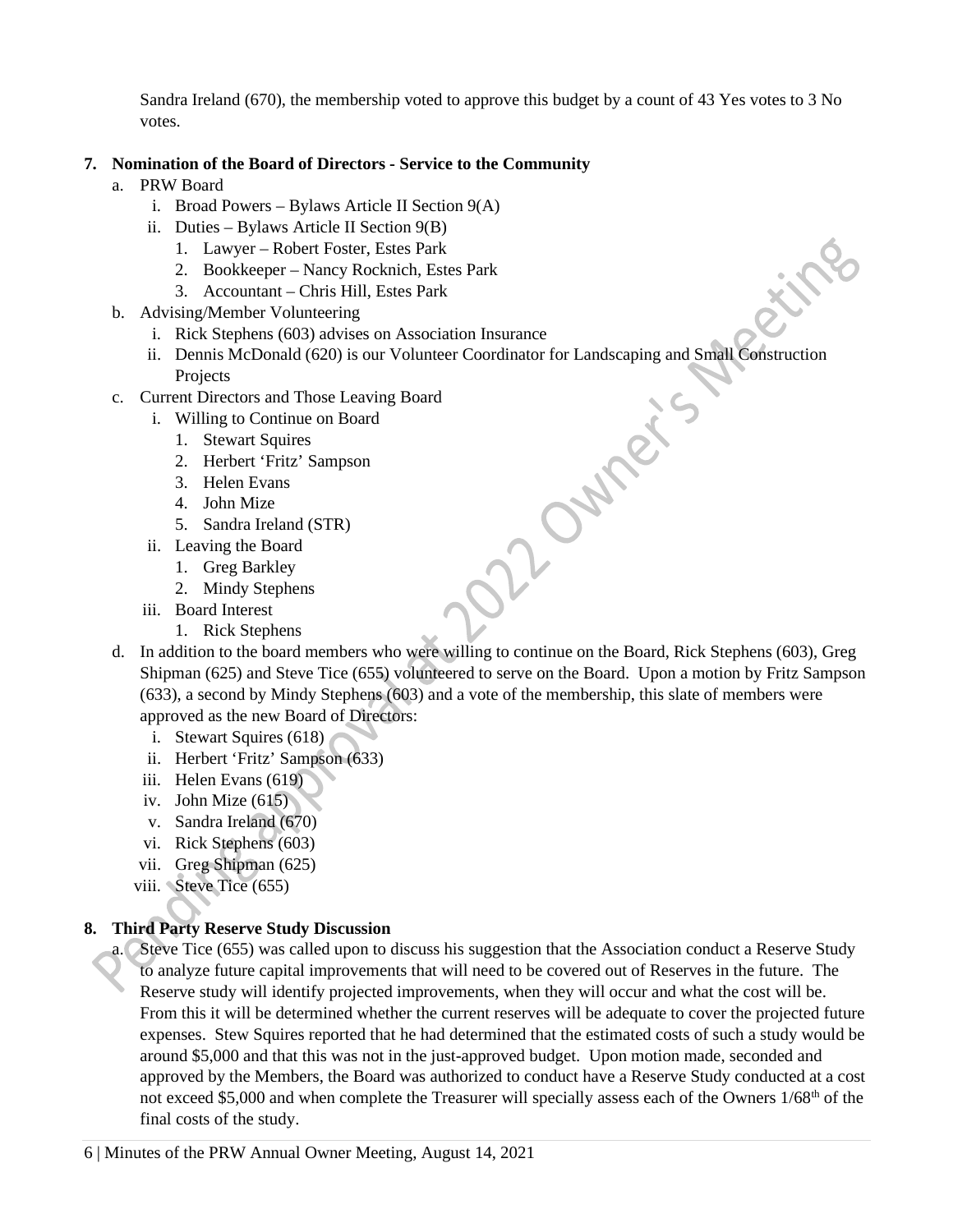Sandra Ireland (670), the membership voted to approve this budget by a count of 43 Yes votes to 3 No votes.

**7. Nomination of the Board of Directors - Service to the Community**

a. PRW Board
   i. Broad Powers – Bylaws Article II Section 9(A)
   ii. Duties – Bylaws Article II Section 9(B)
      1. Lawyer – Robert Foster, Estes Park
      2. Bookkeeper – Nancy Rocknich, Estes Park
      3. Accountant – Chris Hill, Estes Park

b. Advising/Member Volunteering
   i. Rick Stephens (603) advises on Association Insurance
   ii. Dennis McDonald (620) is our Volunteer Coordinator for Landscaping and Small Construction Projects

c. Current Directors and Those Leaving Board
   i. Willing to Continue on Board
      1. Stewart Squires
      2. Herbert 'Fritz' Sampson
      3. Helen Evans
      4. John Mize
      5. Sandra Ireland (STR)
   ii. Leaving the Board
      1. Greg Barkley
      2. Mindy Stephens
   iii. Board Interest
      1. Rick Stephens

d. In addition to the board members who were willing to continue on the Board, Rick Stephens (603), Greg Shipman (625) and Steve Tice (655) volunteered to serve on the Board. Upon a motion by Fritz Sampson (633), a second by Mindy Stephens (603) and a vote of the membership, this slate of members were approved as the new Board of Directors:
   i. Stewart Squires (618)
   ii. Herbert 'Fritz' Sampson (633)
   iii. Helen Evans (619)
   iv. John Mize (615)
   v. Sandra Ireland (670)
   vi. Rick Stephens (603)
   vii. Greg Shipman (625)
   viii. Steve Tice (655)

**8. Third Party Reserve Study Discussion**

a. Steve Tice (655) was called upon to discuss his suggestion that the Association conduct a Reserve Study to analyze future capital improvements that will need to be covered out of Reserves in the future. The Reserve study will identify projected improvements, when they will occur and what the cost will be. From this it will be determined whether the current reserves will be adequate to cover the projected future expenses. Stew Squires reported that he had determined that the estimated costs of such a study would be around $5,000 and that this was not in the just-approved budget. Upon motion made, seconded and approved by the Members, the Board was authorized to conduct have a Reserve Study conducted at a cost not exceed $5,000 and when complete the Treasurer will specially assess each of the Owners 1/68th of the final costs of the study.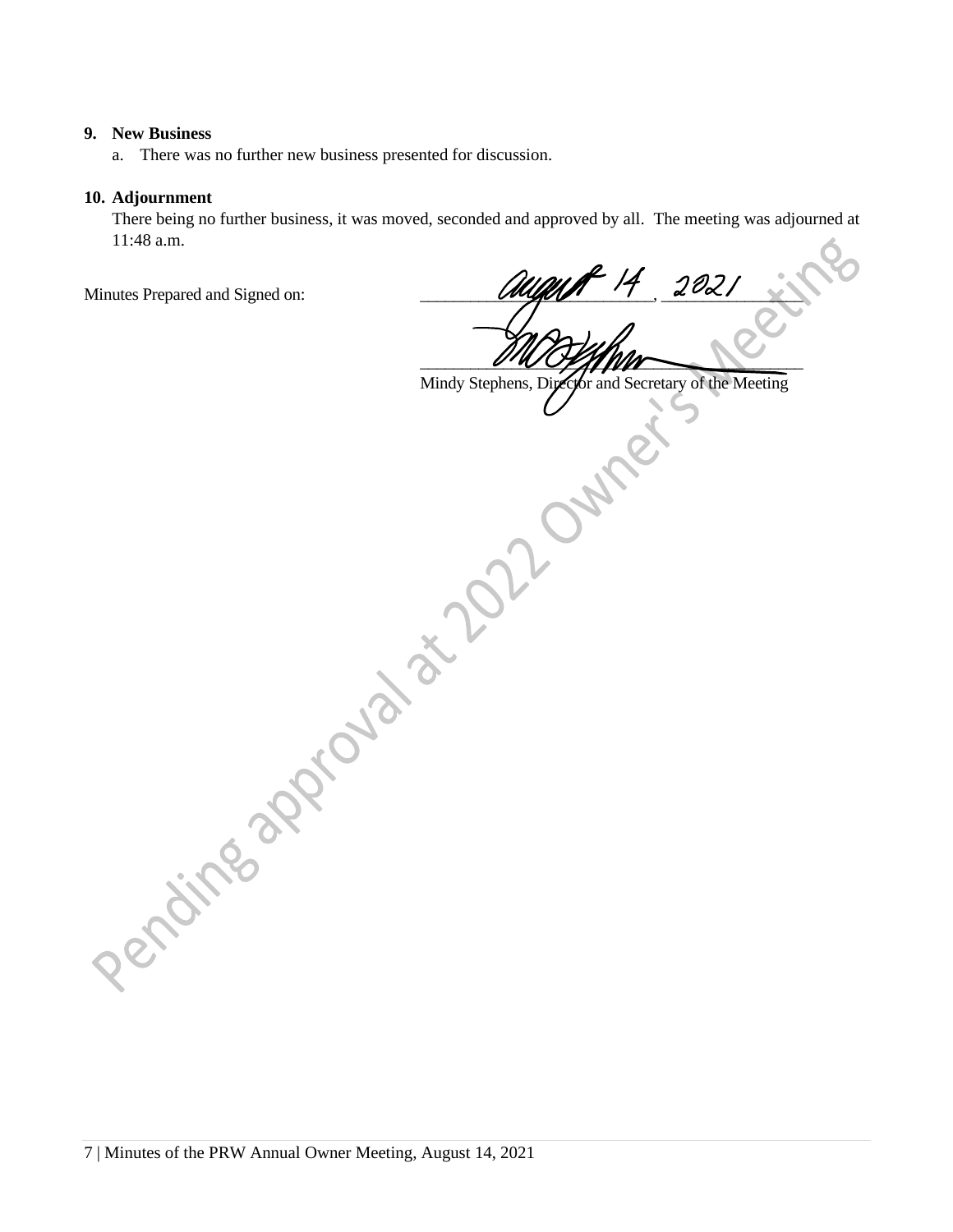**9. New Business**

a. There was no further new business presented for discussion.

**10. Adjournment**

There being no further business, it was moved, seconded and approved by all. The meeting was adjourned at 11:48 a.m.

Minutes Prepared and Signed on: August 14, 2021

Mindy Stephens, Director and Secretary of the Meeting

Pending approval at 2022 Owner's Meeting